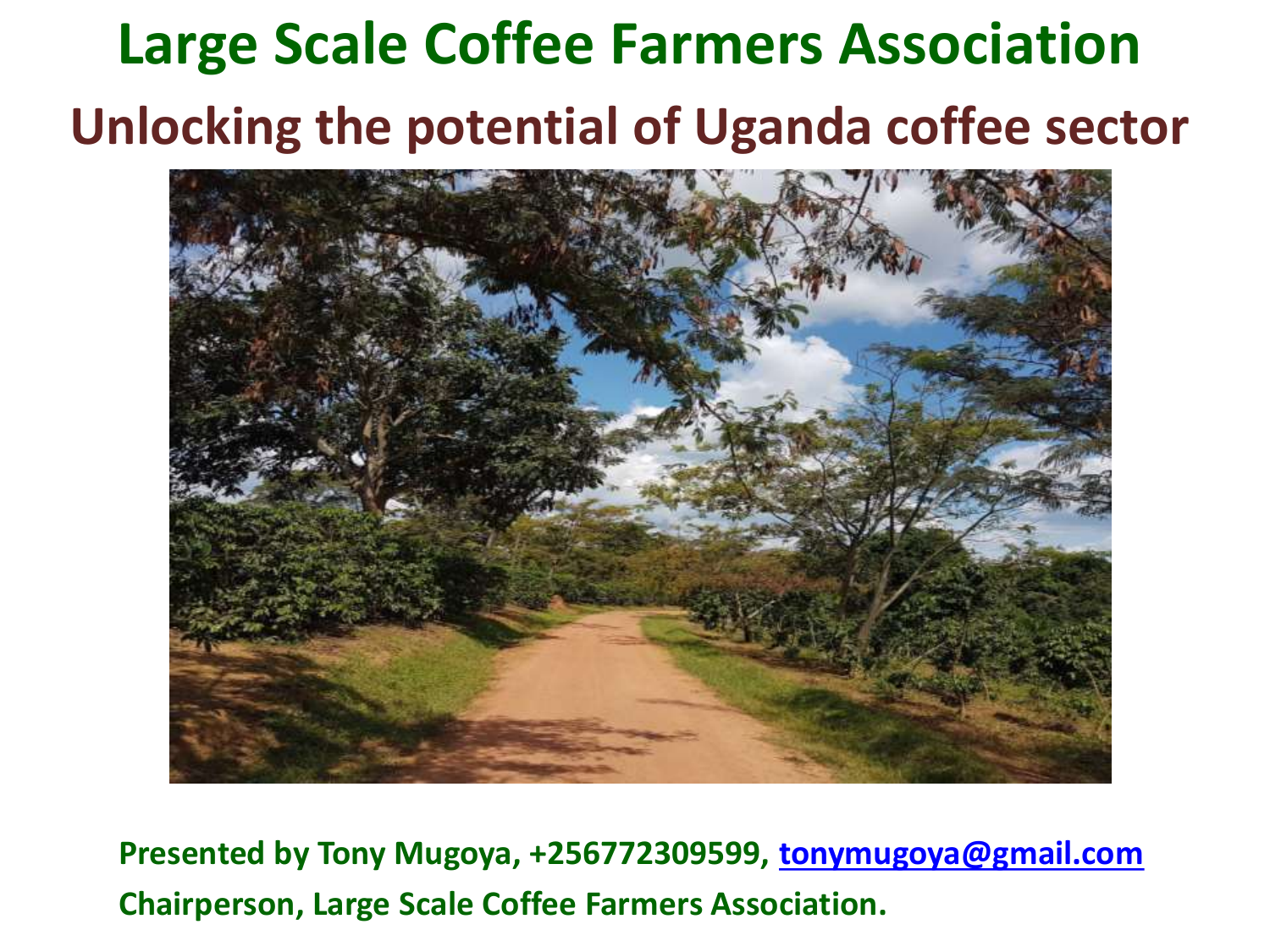# Large Scale Coffee Farmers Association

## Unlocking the potential of Uganda coffee sector

**Presented by Tony Mugoya, +256772309599, tonymugoya@gmail.com**

**Chairperson, Large Scale Coffee Farmers Association.**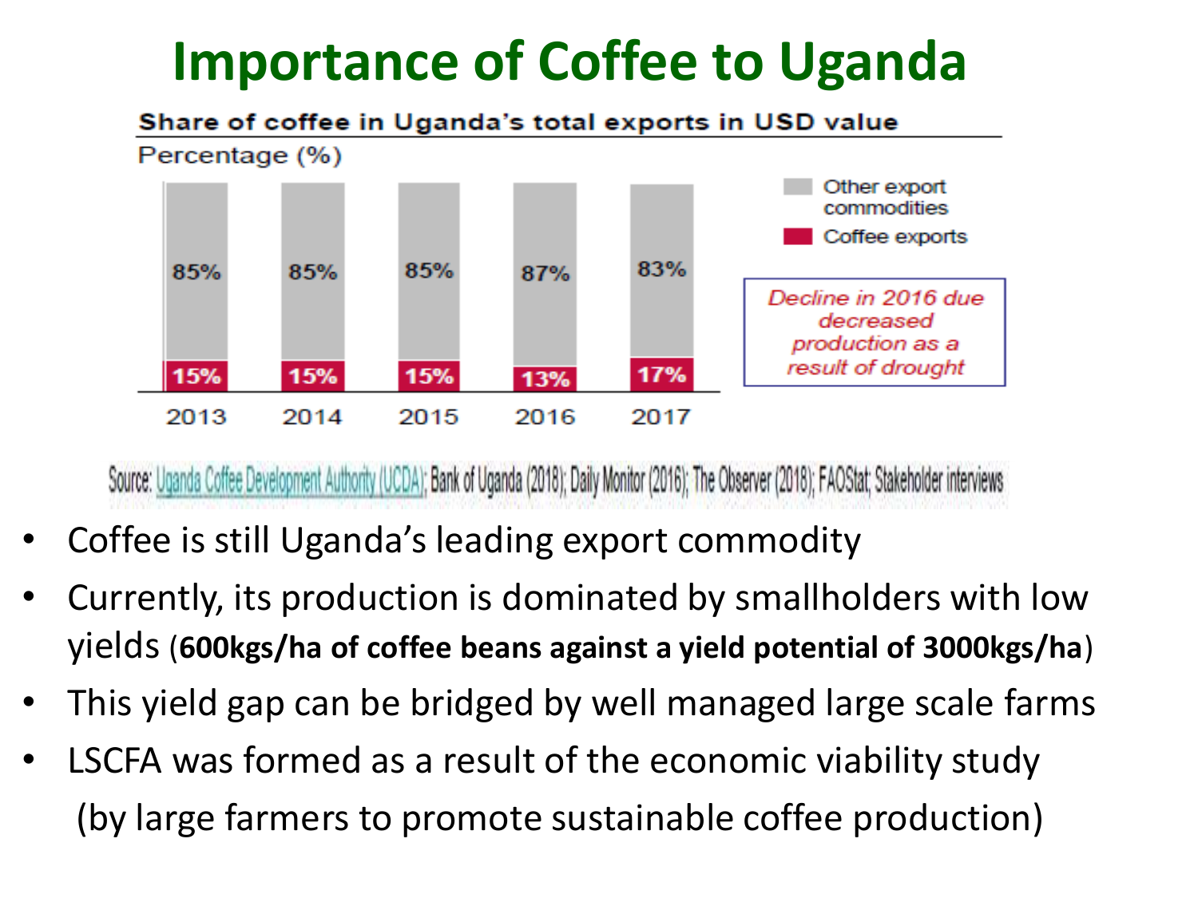# Importance of Coffee to Uganda

**Share of coffee in Uganda's total exports in USD value**

Percentage (%)

| Year | Other export commodities | Coffee exports |
|---|---|---|
| 2013 | 85% | 15% |
| 2014 | 85% | 15% |
| 2015 | 85% | 15% |
| 2016 | 87% | 13% |
| 2017 | 83% | 17% |

*Decline in 2016 due decreased production as a result of drought*

Source: Uganda Coffee Development Authority (UCDA); Bank of Uganda (2018); Daily Monitor (2016); The Observer (2018); FAOStat; Stakeholder interviews

- Coffee is still Uganda's leading export commodity
- Currently, its production is dominated by smallholders with low yields (**600kgs/ha of coffee beans against a yield potential of 3000kgs/ha**)
- This yield gap can be bridged by well managed large scale farms
- LSCFA was formed as a result of the economic viability study (by large farmers to promote sustainable coffee production)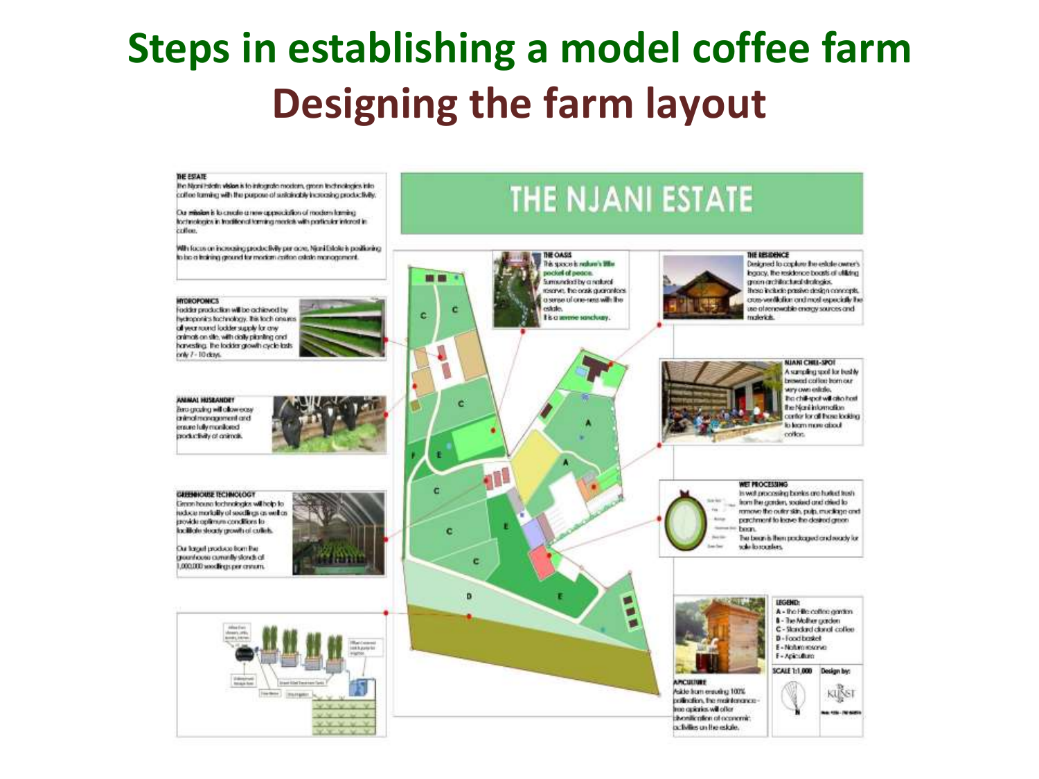# Steps in establishing a model coffee farm

## Designing the farm layout

### THE NJANI ESTATE

**THE ESTATE**

The Njani Estate **vision** is to integrate modern, green technologies into coffee farming with the purpose of sustainably increasing productivity.

Our **mission** is to create a new appreciation of modern farming technologies in traditional farming models with particular interest in coffee.

With focus on increasing productivity per acre, Njani Estate is positioning to be a training ground for modern coffee estate management.

**HYDROPONICS**

Fodder production will be achieved by hydroponics technology. This tech ensures all year round fodder supply for any animals on site, with daily planting and harvesting. The fodder growth cycle lasts only 7 - 10 days.

**ANIMAL HUSBANDRY**

Zero grazing will allow easy animal management and ensure fully monitored productivity of animals.

**GREENHOUSE TECHNOLOGY**

Green house technologies will help to reduce mortality of seedlings as well as provide optimum conditions to facilitate steady growth of cuttings.

Our target produce from the greenhouse currently stands at 1,000,000 seedlings per annum.

**THE OASIS**

This space is **nature's little pocket of peace.** Surrounded by a natural reserve, the oasis guarantees a sense of one-ness with the estate.

It is a **serene sanctuary.**

**THE RESIDENCE**

Designed to capture the estate owner's legacy, the residence boasts of utilizing green architectural strategies. These include passive design concepts, cross-ventilation and most especially the use of renewable energy sources and materials.

**NJANI CHILL-SPOT**

A sampling spot for freshly brewed coffee from our very own estate.

The chill-spot will also host the Njani information center for all those looking to learn more about coffee.

**WET PROCESSING**

In wet processing berries are hulled fresh from the garden, soaked and dried to remove the outer skin, pulp, mucilage and parchment to leave the desired green bean.

The bean is then packaged and ready for sale to roasters.

**APICULTURE**

Aside from ensuring 100% pollination, the maintenance-free apiaries will offer diversification of economic activities on the estate.

**LEGEND:**

- A - The Hills coffee garden
- B - The Mother garden
- C - Standard clonal coffee
- D - Food basket
- E - Nature reserve
- F - Apiculture

SCALE 1:1,000

Design by: KUSST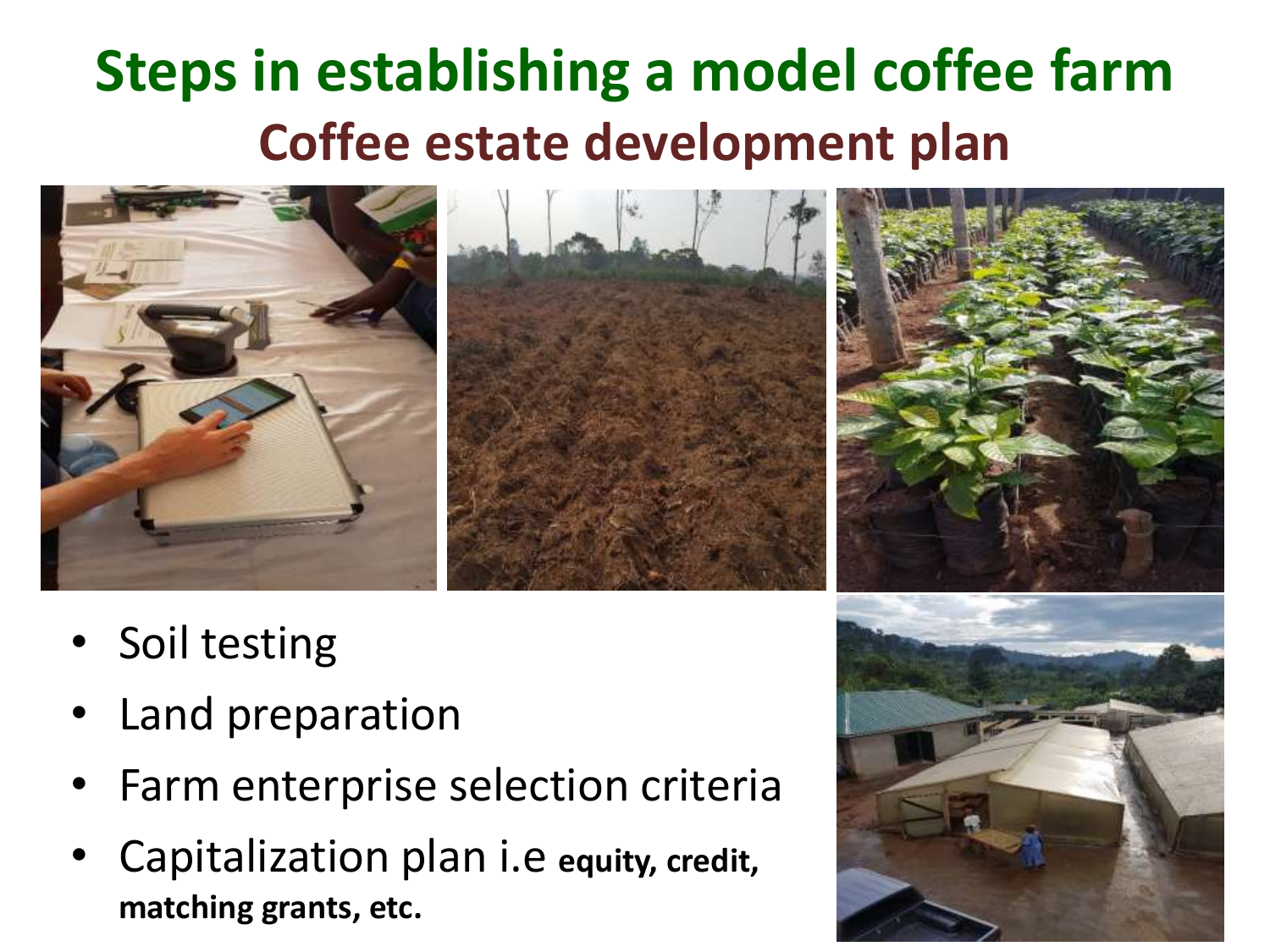# Steps in establishing a model coffee farm

## Coffee estate development plan

- Soil testing
- Land preparation
- Farm enterprise selection criteria
- Capitalization plan i.e **equity, credit, matching grants, etc.**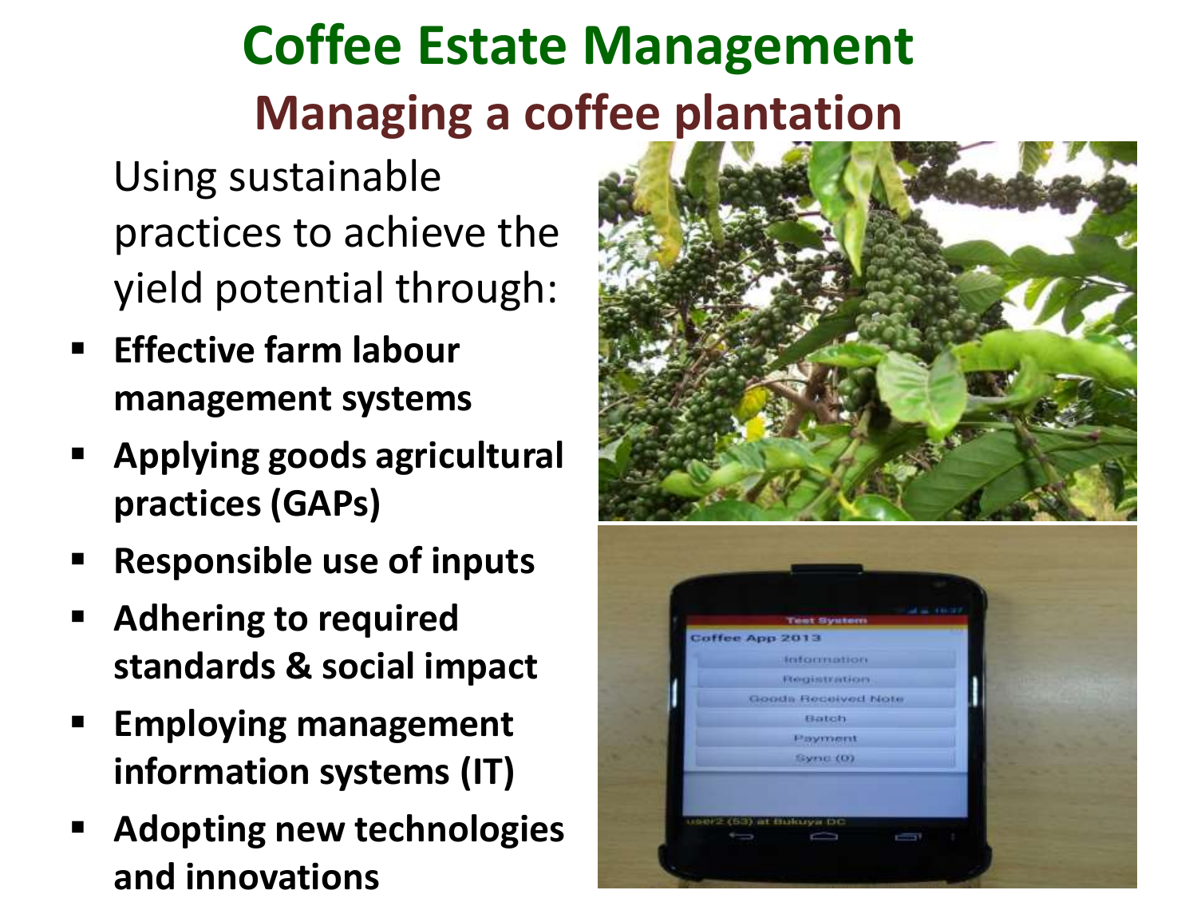# Coffee Estate Management

## Managing a coffee plantation

Using sustainable practices to achieve the yield potential through:

- **Effective farm labour management systems**
- **Applying goods agricultural practices (GAPs)**
- **Responsible use of inputs**
- **Adhering to required standards & social impact**
- **Employing management information systems (IT)**
- **Adopting new technologies and innovations**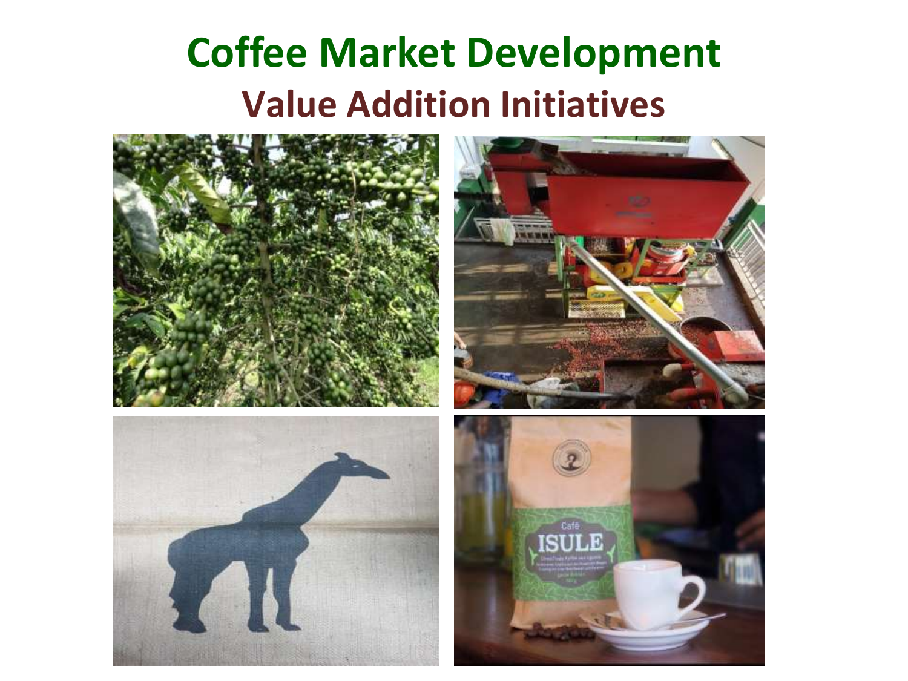# Coffee Market Development

## Value Addition Initiatives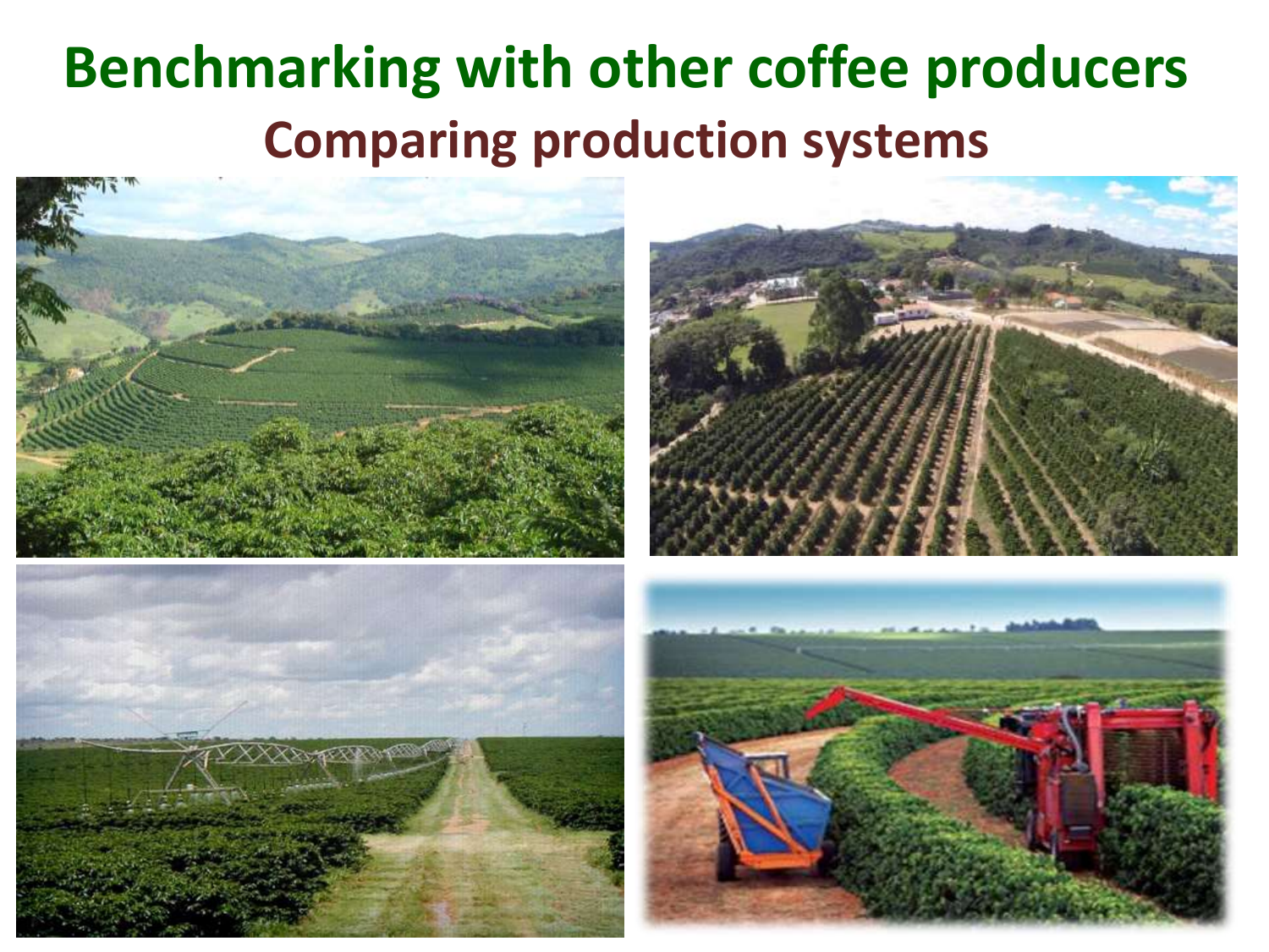# Benchmarking with other coffee producers

## Comparing production systems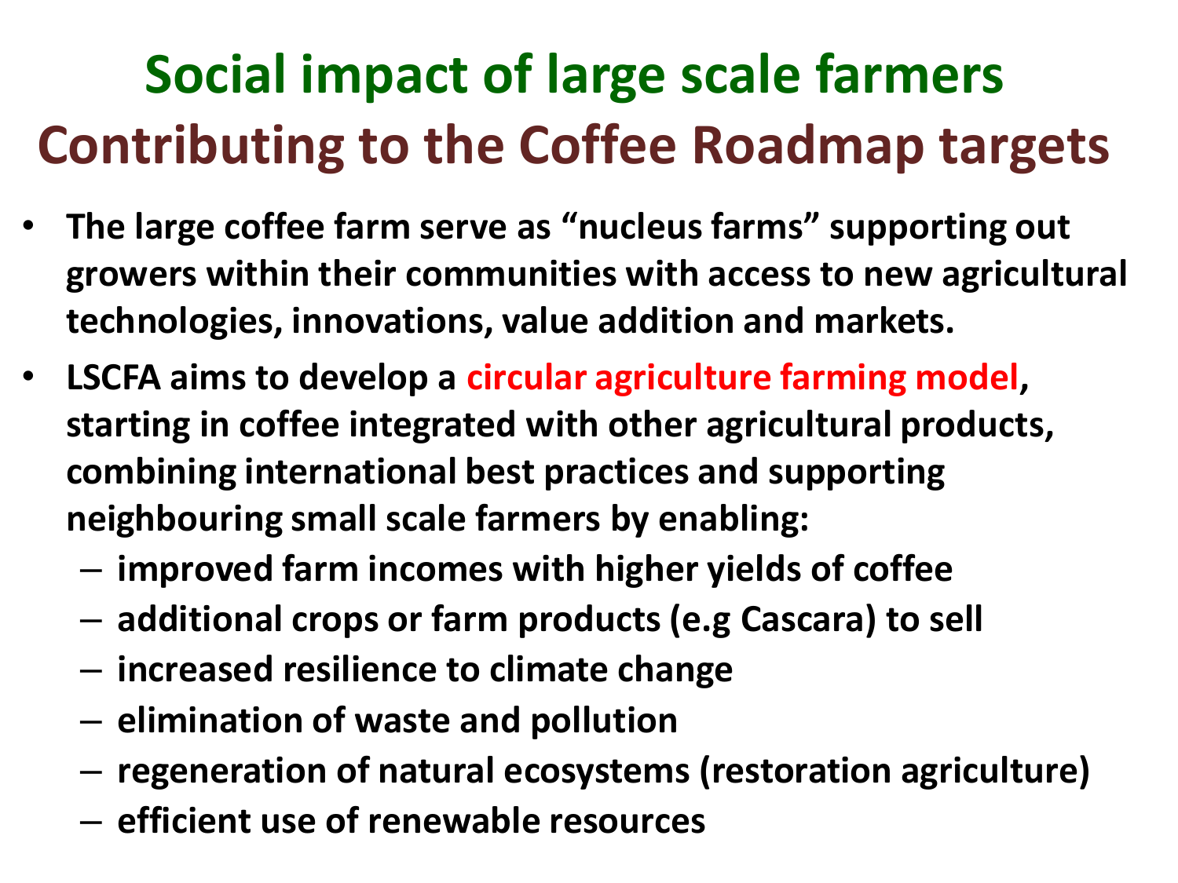# Social impact of large scale farmers
## Contributing to the Coffee Roadmap targets

- **The large coffee farm serve as "nucleus farms" supporting out growers within their communities with access to new agricultural technologies, innovations, value addition and markets.**
- **LSCFA aims to develop a circular agriculture farming model, starting in coffee integrated with other agricultural products, combining international best practices and supporting neighbouring small scale farmers by enabling:**
  - **improved farm incomes with higher yields of coffee**
  - **additional crops or farm products (e.g Cascara) to sell**
  - **increased resilience to climate change**
  - **elimination of waste and pollution**
  - **regeneration of natural ecosystems (restoration agriculture)**
  - **efficient use of renewable resources**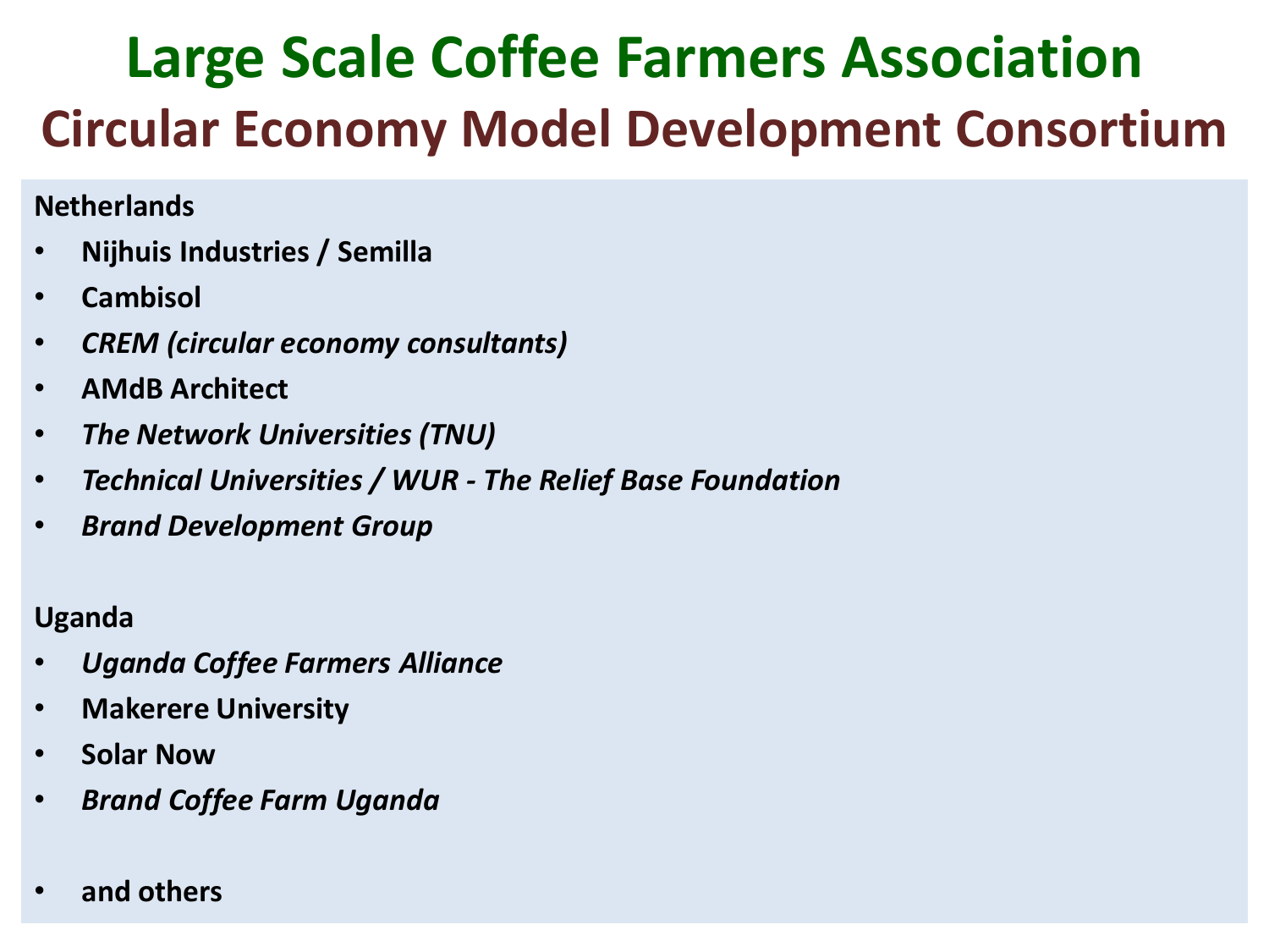# Large Scale Coffee Farmers Association

## Circular Economy Model Development Consortium

**Netherlands**

- **Nijhuis Industries / Semilla**
- **Cambisol**
- ***CREM (circular economy consultants)***
- **AMdB Architect**
- ***The Network Universities (TNU)***
- ***Technical Universities / WUR - The Relief Base Foundation***
- ***Brand Development Group***

**Uganda**

- ***Uganda Coffee Farmers Alliance***
- **Makerere University**
- **Solar Now**
- ***Brand Coffee Farm Uganda***

- **and others**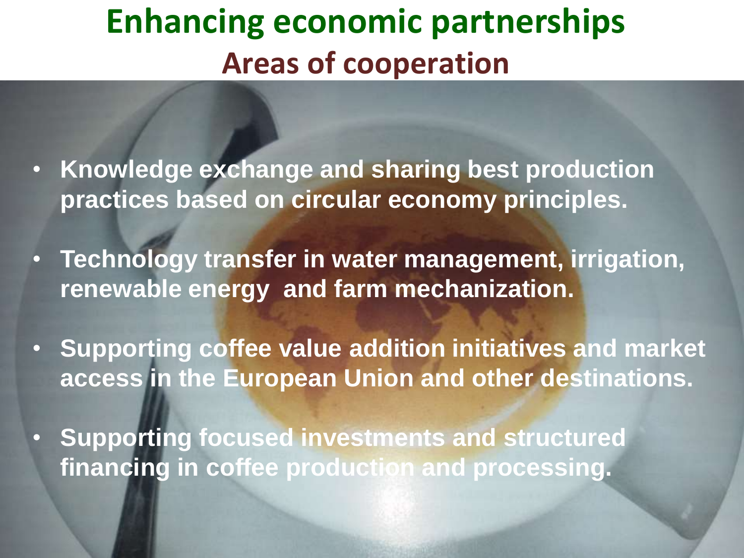# Enhancing economic partnerships

## Areas of cooperation

- **Knowledge exchange and sharing best production practices based on circular economy principles.**
- **Technology transfer in water management, irrigation, renewable energy and farm mechanization.**
- **Supporting coffee value addition initiatives and market access in the European Union and other destinations.**
- **Supporting focused investments and structured financing in coffee production and processing.**